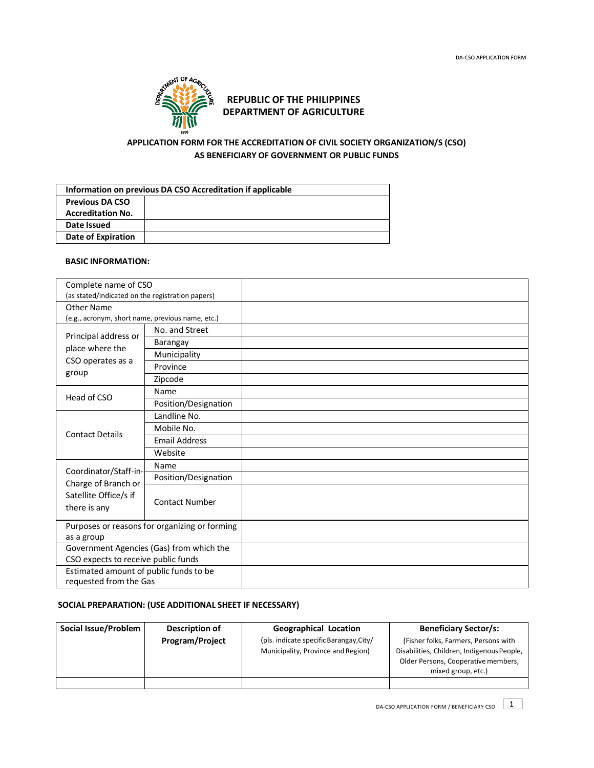DA-CSO APPLICATION FORM

# REPUBLIC OF THE PHILIPPINES
# DEPARTMENT OF AGRICULTURE

## APPLICATION FORM FOR THE ACCREDITATION OF CIVIL SOCIETY ORGANIZATION/S (CSO) AS BENEFICIARY OF GOVERNMENT OR PUBLIC FUNDS

| Information on previous DA CSO Accreditation if applicable | |
|---|---|
| **Previous DA CSO Accreditation No.** | |
| **Date Issued** | |
| **Date of Expiration** | |

**BASIC INFORMATION:**

| | | |
|---|---|---|
| Complete name of CSO (as stated/indicated on the registration papers) | | |
| Other Name (e.g., acronym, short name, previous name, etc.) | | |
| Principal address or place where the CSO operates as a group | No. and Street | |
| | Barangay | |
| | Municipality | |
| | Province | |
| | Zipcode | |
| Head of CSO | Name | |
| | Position/Designation | |
| Contact Details | Landline No. | |
| | Mobile No. | |
| | Email Address | |
| | Website | |
| Coordinator/Staff-in-Charge of Branch or Satellite Office/s if there is any | Name | |
| | Position/Designation | |
| | Contact Number | |
| Purposes or reasons for organizing or forming as a group | | |
| Government Agencies (Gas) from which the CSO expects to receive public funds | | |
| Estimated amount of public funds to be requested from the Gas | | |

**SOCIAL PREPARATION: (USE ADDITIONAL SHEET IF NECESSARY)**

| Social Issue/Problem | Description of Program/Project | Geographical Location (pls. indicate specific Barangay, City/ Municipality, Province and Region) | Beneficiary Sector/s: (Fisher folks, Farmers, Persons with Disabilities, Children, Indigenous People, Older Persons, Cooperative members, mixed group, etc.) |
|---|---|---|---|
| | | | |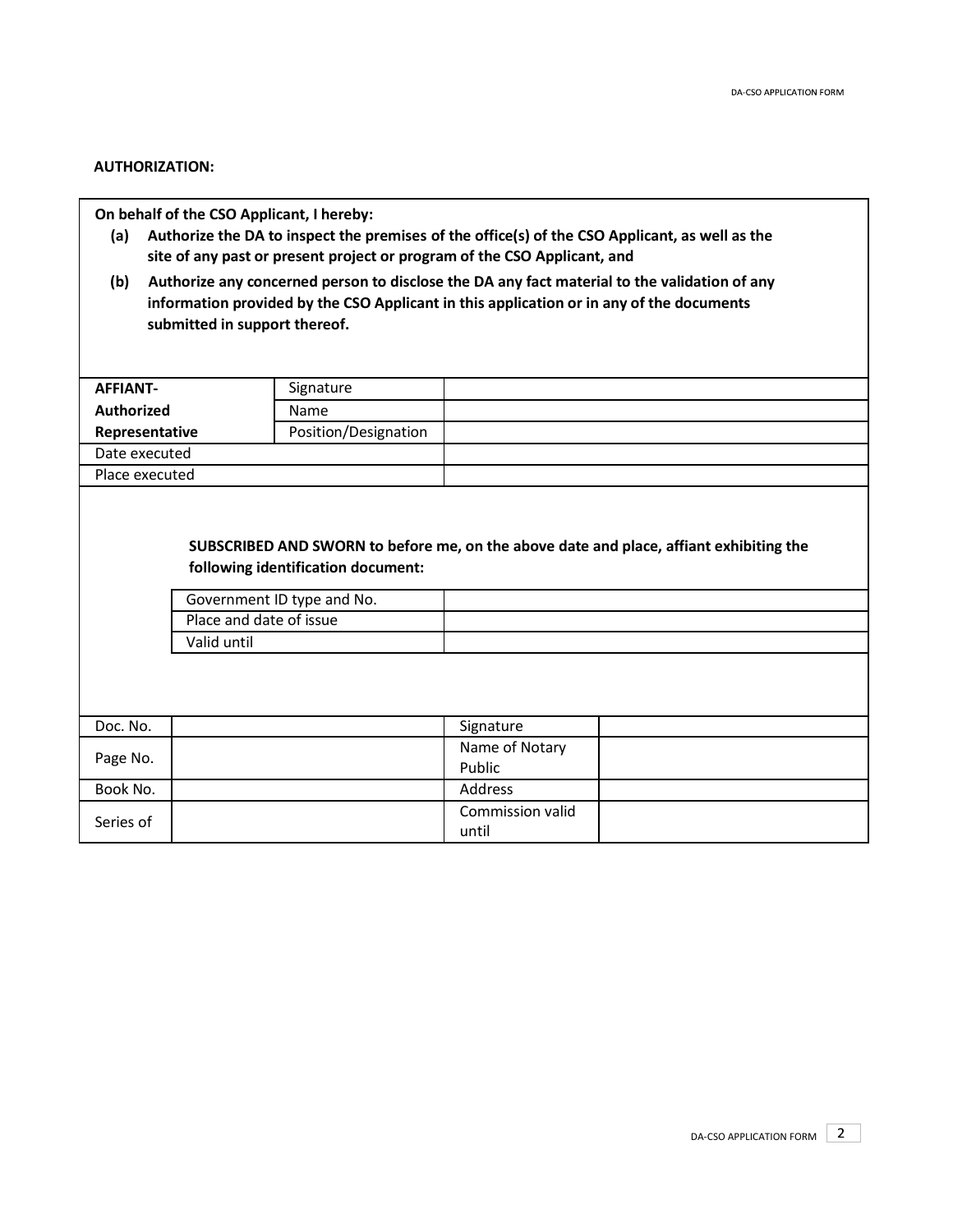**AUTHORIZATION:**

**On behalf of the CSO Applicant, I hereby:**

**(a) Authorize the DA to inspect the premises of the office(s) of the CSO Applicant, as well as the site of any past or present project or program of the CSO Applicant, and**

**(b) Authorize any concerned person to disclose the DA any fact material to the validation of any information provided by the CSO Applicant in this application or in any of the documents submitted in support thereof.**

| | | |
|---|---|---|
| **AFFIANT-Authorized Representative** | Signature | |
| | Name | |
| | Position/Designation | |
| Date executed | | |
| Place executed | | |

**SUBSCRIBED AND SWORN to before me, on the above date and place, affiant exhibiting the following identification document:**

| | |
|---|---|
| Government ID type and No. | |
| Place and date of issue | |
| Valid until | |

| | | | |
|---|---|---|---|
| Doc. No. | | Signature | |
| Page No. | | Name of Notary Public | |
| Book No. | | Address | |
| Series of | | Commission valid until | |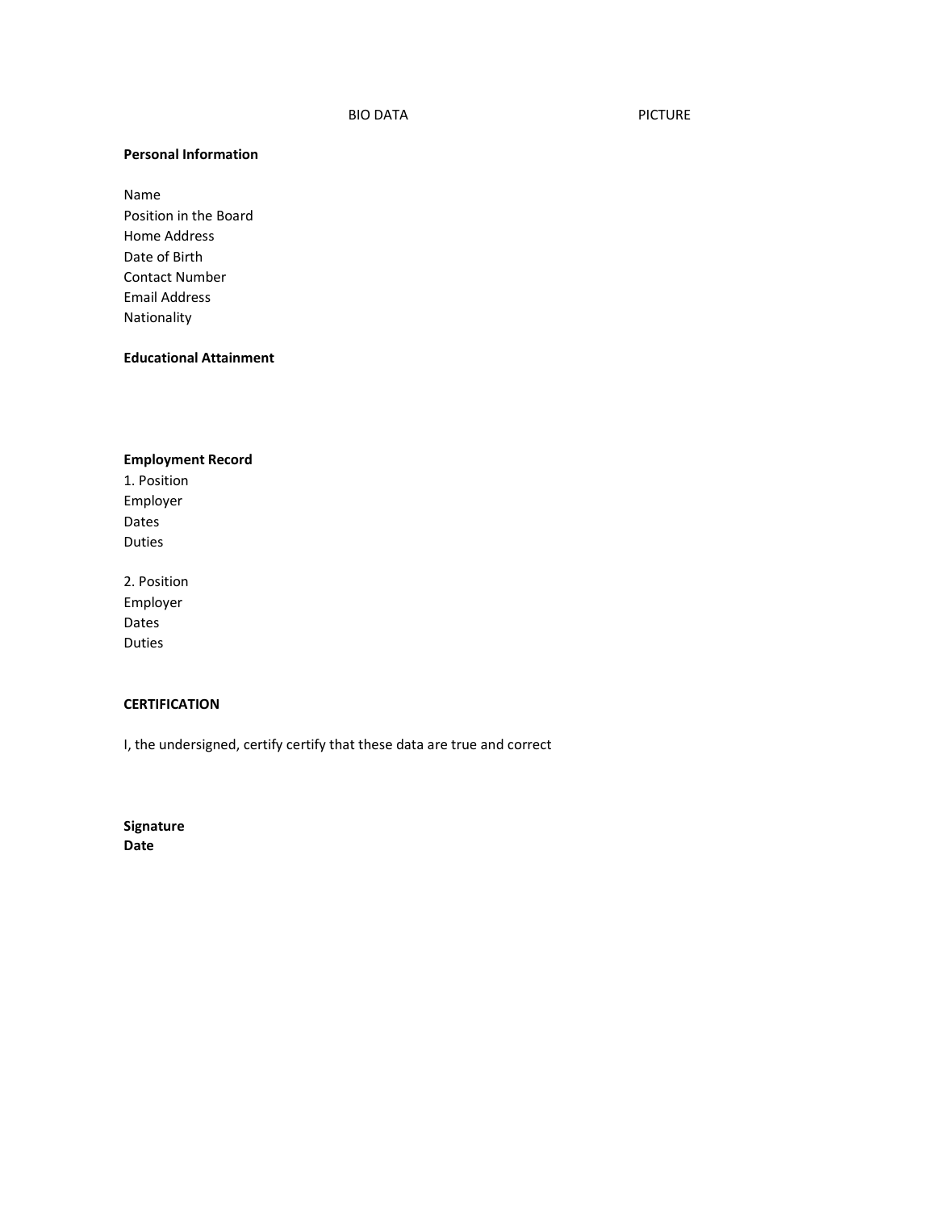BIO DATA PICTURE

**Personal Information**

Name
Position in the Board
Home Address
Date of Birth
Contact Number
Email Address
Nationality

**Educational Attainment**

**Employment Record**

1. Position
Employer
Dates
Duties

2. Position
Employer
Dates
Duties

**CERTIFICATION**

I, the undersigned, certify certify that these data are true and correct

**Signature**
**Date**